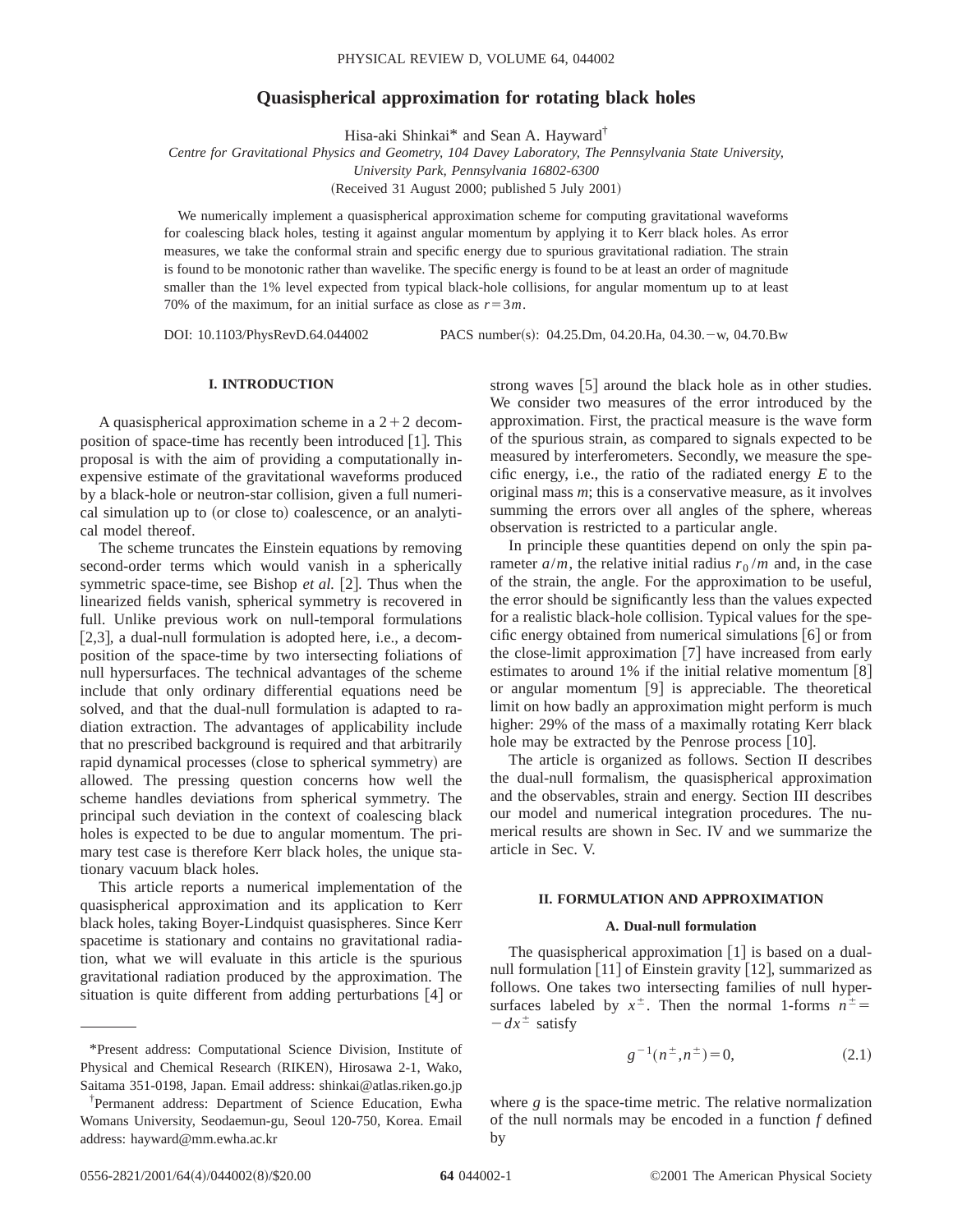# Quasispherical approximation for rotating black holes

Hisa-aki Shinkai* and Sean A. Hayward†

*Centre for Gravitational Physics and Geometry, 104 Davey Laboratory, The Pennsylvania State University, University Park, Pennsylvania 16802-6300*

(Received 31 August 2000; published 5 July 2001)

We numerically implement a quasispherical approximation scheme for computing gravitational waveforms for coalescing black holes, testing it against angular momentum by applying it to Kerr black holes. As error measures, we take the conformal strain and specific energy due to spurious gravitational radiation. The strain is found to be monotonic rather than wavelike. The specific energy is found to be at least an order of magnitude smaller than the 1% level expected from typical black-hole collisions, for angular momentum up to at least 70% of the maximum, for an initial surface as close as $r=3m$.

DOI: 10.1103/PhysRevD.64.044002 PACS number(s): 04.25.Dm, 04.20.Ha, 04.30.−w, 04.70.Bw

## I. INTRODUCTION

A quasispherical approximation scheme in a 2+2 decomposition of space-time has recently been introduced [1]. This proposal is with the aim of providing a computationally inexpensive estimate of the gravitational waveforms produced by a black-hole or neutron-star collision, given a full numerical simulation up to (or close to) coalescence, or an analytical model thereof.

The scheme truncates the Einstein equations by removing second-order terms which would vanish in a spherically symmetric space-time, see Bishop *et al.* [2]. Thus when the linearized fields vanish, spherical symmetry is recovered in full. Unlike previous work on null-temporal formulations [2,3], a dual-null formulation is adopted here, i.e., a decomposition of the space-time by two intersecting foliations of null hypersurfaces. The technical advantages of the scheme include that only ordinary differential equations need be solved, and that the dual-null formulation is adapted to radiation extraction. The advantages of applicability include that no prescribed background is required and that arbitrarily rapid dynamical processes (close to spherical symmetry) are allowed. The pressing question concerns how well the scheme handles deviations from spherical symmetry. The principal such deviation in the context of coalescing black holes is expected to be due to angular momentum. The primary test case is therefore Kerr black holes, the unique stationary vacuum black holes.

This article reports a numerical implementation of the quasispherical approximation and its application to Kerr black holes, taking Boyer-Lindquist quasispheres. Since Kerr spacetime is stationary and contains no gravitational radiation, what we will evaluate in this article is the spurious gravitational radiation produced by the approximation. The situation is quite different from adding perturbations [4] or strong waves [5] around the black hole as in other studies. We consider two measures of the error introduced by the approximation. First, the practical measure is the wave form of the spurious strain, as compared to signals expected to be measured by interferometers. Secondly, we measure the specific energy, i.e., the ratio of the radiated energy $E$ to the original mass $m$; this is a conservative measure, as it involves summing the errors over all angles of the sphere, whereas observation is restricted to a particular angle.

In principle these quantities depend on only the spin parameter $a/m$, the relative initial radius $r_0/m$ and, in the case of the strain, the angle. For the approximation to be useful, the error should be significantly less than the values expected for a realistic black-hole collision. Typical values for the specific energy obtained from numerical simulations [6] or from the close-limit approximation [7] have increased from early estimates to around 1% if the initial relative momentum [8] or angular momentum [9] is appreciable. The theoretical limit on how badly an approximation might perform is much higher: 29% of the mass of a maximally rotating Kerr black hole may be extracted by the Penrose process [10].

The article is organized as follows. Section II describes the dual-null formalism, the quasispherical approximation and the observables, strain and energy. Section III describes our model and numerical integration procedures. The numerical results are shown in Sec. IV and we summarize the article in Sec. V.

## II. FORMULATION AND APPROXIMATION

### A. Dual-null formulation

The quasispherical approximation [1] is based on a dual-null formulation [11] of Einstein gravity [12], summarized as follows. One takes two intersecting families of null hypersurfaces labeled by $x^{\pm}$. Then the normal 1-forms $n^{\pm}=-dx^{\pm}$ satisfy

$$g^{-1}(n^{\pm},n^{\pm})=0, \tag{2.1}$$

where $g$ is the space-time metric. The relative normalization of the null normals may be encoded in a function $f$ defined by

---

*Present address: Computational Science Division, Institute of Physical and Chemical Research (RIKEN), Hirosawa 2-1, Wako, Saitama 351-0198, Japan. Email address: shinkai@atlas.riken.go.jp

†Permanent address: Department of Science Education, Ewha Womans University, Seodaemun-gu, Seoul 120-750, Korea. Email address: hayward@mm.ewha.ac.kr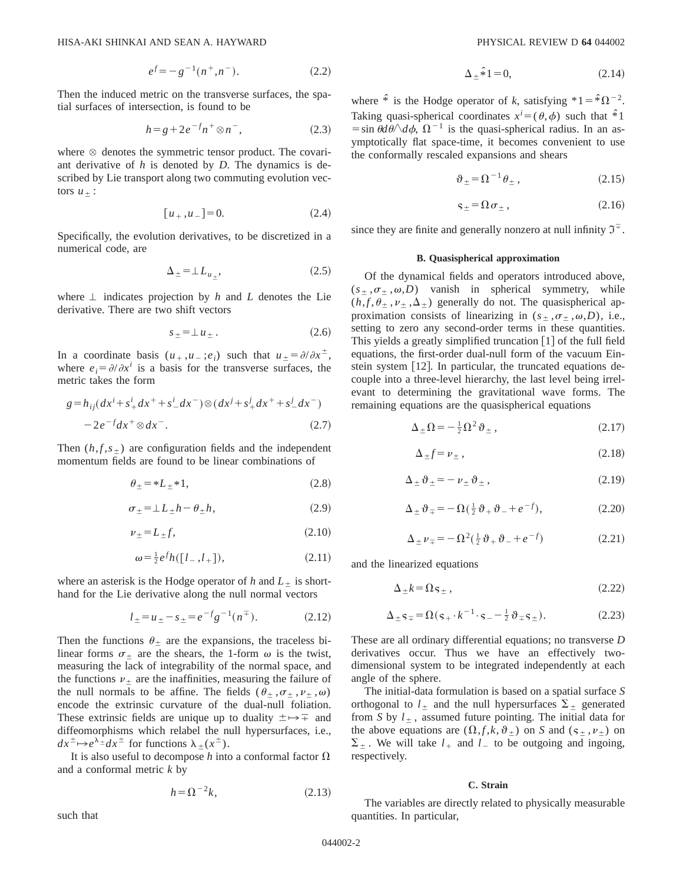$$e^f = -g^{-1}(n^+, n^-). \tag{2.2}$$

Then the induced metric on the transverse surfaces, the spatial surfaces of intersection, is found to be

$$h = g + 2e^{-f} n^+ \otimes n^-, \tag{2.3}$$

where $\otimes$ denotes the symmetric tensor product. The covariant derivative of $h$ is denoted by $D$. The dynamics is described by Lie transport along two commuting evolution vectors $u_\pm$:

$$[u_+, u_-] = 0. \tag{2.4}$$

Specifically, the evolution derivatives, to be discretized in a numerical code, are

$$\Delta_\pm = \perp L_{u_\pm}, \tag{2.5}$$

where $\perp$ indicates projection by $h$ and $L$ denotes the Lie derivative. There are two shift vectors

$$s_\pm = \perp u_\pm . \tag{2.6}$$

In a coordinate basis $(u_+, u_-; e_i)$ such that $u_\pm = \partial/\partial x^\pm$, where $e_i = \partial/\partial x^i$ is a basis for the transverse surfaces, the metric takes the form

$$g = h_{ij}(dx^i + s_+^i dx^+ + s_-^i dx^-) \otimes (dx^j + s_+^j dx^+ + s_-^j dx^-) - 2e^{-f} dx^+ \otimes dx^-. \tag{2.7}$$

Then $(h, f, s_\pm)$ are configuration fields and the independent momentum fields are found to be linear combinations of

$$\theta_\pm = *L_\pm *1, \tag{2.8}$$

$$\sigma_\pm = \perp L_\pm h - \theta_\pm h, \tag{2.9}$$

$$\nu_\pm = L_\pm f, \tag{2.10}$$

$$\omega = \tfrac{1}{2} e^f h([l_-, l_+]), \tag{2.11}$$

where an asterisk is the Hodge operator of $h$ and $L_\pm$ is shorthand for the Lie derivative along the null normal vectors

$$l_\pm = u_\pm - s_\pm = e^{-f} g^{-1}(n^\mp). \tag{2.12}$$

Then the functions $\theta_\pm$ are the expansions, the traceless bilinear forms $\sigma_\pm$ are the shears, the 1-form $\omega$ is the twist, measuring the lack of integrability of the normal space, and the functions $\nu_\pm$ are the inaffinities, measuring the failure of the null normals to be affine. The fields $(\theta_\pm, \sigma_\pm, \nu_\pm, \omega)$ encode the extrinsic curvature of the dual-null foliation. These extrinsic fields are unique up to duality $\pm \mapsto \mp$ and diffeomorphisms which relabel the null hypersurfaces, i.e., $dx^\pm \mapsto e^{\lambda_\pm} dx^\pm$ for functions $\lambda_\pm(x^\pm)$.

It is also useful to decompose $h$ into a conformal factor $\Omega$ and a conformal metric $k$ by

$$h = \Omega^{-2} k, \tag{2.13}$$

such that

$$\Delta_\pm \hat{*} 1 = 0, \tag{2.14}$$

where $\hat{*}$ is the Hodge operator of $k$, satisfying $*1 = \hat{*}\Omega^{-2}$. Taking quasi-spherical coordinates $x^i = (\theta, \phi)$ such that $\hat{*}1 = \sin\theta d\theta \wedge d\phi$, $\Omega^{-1}$ is the quasi-spherical radius. In an asymptotically flat space-time, it becomes convenient to use the conformally rescaled expansions and shears

$$\vartheta_\pm = \Omega^{-1} \theta_\pm, \tag{2.15}$$

$$\varsigma_\pm = \Omega \sigma_\pm, \tag{2.16}$$

since they are finite and generally nonzero at null infinity $\mathfrak{I}^\mp$.

### B. Quasispherical approximation

Of the dynamical fields and operators introduced above, $(s_\pm, \sigma_\pm, \omega, D)$ vanish in spherical symmetry, while $(h, f, \theta_\pm, \nu_\pm, \Delta_\pm)$ generally do not. The quasispherical approximation consists of linearizing in $(s_\pm, \sigma_\pm, \omega, D)$, i.e., setting to zero any second-order terms in these quantities. This yields a greatly simplified truncation [1] of the full field equations, the first-order dual-null form of the vacuum Einstein system [12]. In particular, the truncated equations decouple into a three-level hierarchy, the last level being irrelevant to determining the gravitational wave forms. The remaining equations are the quasispherical equations

$$\Delta_\pm \Omega = -\tfrac{1}{2} \Omega^2 \vartheta_\pm, \tag{2.17}$$

$$\Delta_\pm f = \nu_\pm, \tag{2.18}$$

$$\Delta_\pm \vartheta_\pm = -\nu_\pm \vartheta_\pm, \tag{2.19}$$

$$\Delta_\pm \vartheta_\mp = -\Omega(\tfrac{1}{2}\vartheta_+ \vartheta_- + e^{-f}), \tag{2.20}$$

$$\Delta_\pm \nu_\mp = -\Omega^2(\tfrac{1}{2}\vartheta_+ \vartheta_- + e^{-f}) \tag{2.21}$$

and the linearized equations

$$\Delta_\pm k = \Omega \varsigma_\pm, \tag{2.22}$$

$$\Delta_\pm \varsigma_\mp = \Omega(\varsigma_+ \cdot k^{-1} \cdot \varsigma_- - \tfrac{1}{2}\vartheta_\mp \varsigma_\pm). \tag{2.23}$$

These are all ordinary differential equations; no transverse $D$ derivatives occur. Thus we have an effectively two-dimensional system to be integrated independently at each angle of the sphere.

The initial-data formulation is based on a spatial surface $S$ orthogonal to $l_\pm$ and the null hypersurfaces $\Sigma_\pm$ generated from $S$ by $l_\pm$, assumed future pointing. The initial data for the above equations are $(\Omega, f, k, \vartheta_\pm)$ on $S$ and $(\varsigma_\pm, \nu_\pm)$ on $\Sigma_\pm$. We will take $l_+$ and $l_-$ to be outgoing and ingoing, respectively.

### C. Strain

The variables are directly related to physically measurable quantities. In particular,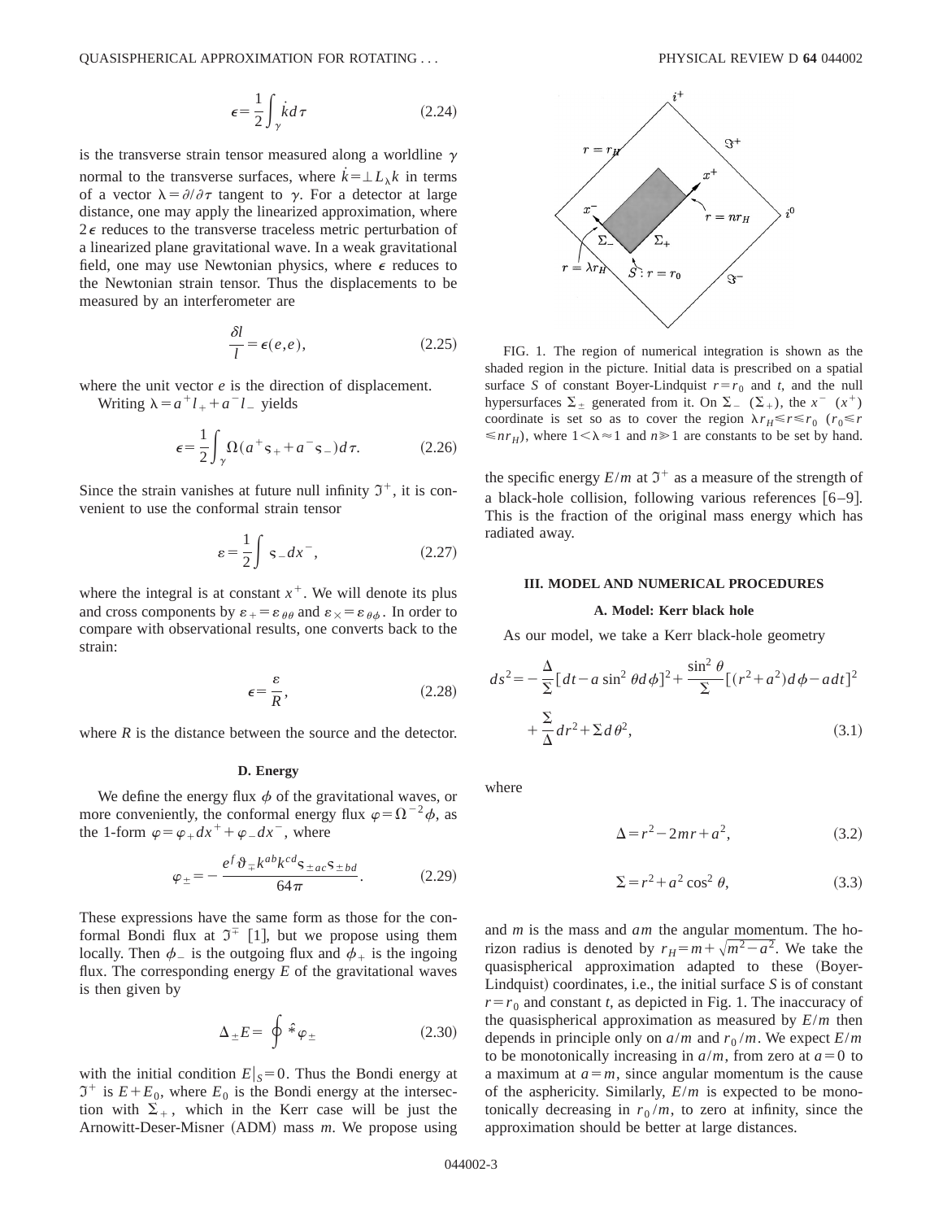$$\epsilon = \frac{1}{2}\int_\gamma \dot{k}\, d\tau \qquad (2.24)$$

is the transverse strain tensor measured along a worldline $\gamma$ normal to the transverse surfaces, where $\dot{k} = \perp L_\lambda k$ in terms of a vector $\lambda = \partial/\partial\tau$ tangent to $\gamma$. For a detector at large distance, one may apply the linearized approximation, where $2\epsilon$ reduces to the transverse traceless metric perturbation of a linearized plane gravitational wave. In a weak gravitational field, one may use Newtonian physics, where $\epsilon$ reduces to the Newtonian strain tensor. Thus the displacements to be measured by an interferometer are

$$\frac{\delta l}{l} = \epsilon(e,e), \qquad (2.25)$$

where the unit vector $e$ is the direction of displacement.

Writing $\lambda = a^+ l_+ + a^- l_-$ yields

$$\epsilon = \frac{1}{2}\int_\gamma \Omega(a^+ \varsigma_+ + a^- \varsigma_-)\, d\tau. \qquad (2.26)$$

Since the strain vanishes at future null infinity $\Im^+$, it is convenient to use the conformal strain tensor

$$\varepsilon = \frac{1}{2}\int \varsigma_- dx^-, \qquad (2.27)$$

where the integral is at constant $x^+$. We will denote its plus and cross components by $\varepsilon_+ = \varepsilon_{\theta\theta}$ and $\varepsilon_\times = \varepsilon_{\theta\phi}$. In order to compare with observational results, one converts back to the strain:

$$\epsilon = \frac{\varepsilon}{R}, \qquad (2.28)$$

where $R$ is the distance between the source and the detector.

### D. Energy

We define the energy flux $\phi$ of the gravitational waves, or more conveniently, the conformal energy flux $\varphi = \Omega^{-2}\phi$, as the 1-form $\varphi = \varphi_+ dx^+ + \varphi_- dx^-$, where

$$\varphi_\pm = -\frac{e^f \vartheta_\mp k^{ab} k^{cd} \varsigma_{\pm ac} \varsigma_{\pm bd}}{64\pi}. \qquad (2.29)$$

These expressions have the same form as those for the conformal Bondi flux at $\Im^\mp$ [1], but we propose using them locally. Then $\phi_-$ is the outgoing flux and $\phi_+$ is the ingoing flux. The corresponding energy $E$ of the gravitational waves is then given by

$$\Delta_\pm E = \oint \hat{*}\varphi_\pm \qquad (2.30)$$

with the initial condition $E|_S = 0$. Thus the Bondi energy at $\Im^+$ is $E + E_0$, where $E_0$ is the Bondi energy at the intersection with $\Sigma_+$, which in the Kerr case will be just the Arnowitt-Deser-Misner (ADM) mass $m$. We propose using the specific energy $E/m$ at $\Im^+$ as a measure of the strength of a black-hole collision, following various references [6–9]. This is the fraction of the original mass energy which has radiated away.

FIG. 1. The region of numerical integration is shown as the shaded region in the picture. Initial data is prescribed on a spatial surface $S$ of constant Boyer-Lindquist $r = r_0$ and $t$, and the null hypersurfaces $\Sigma_\pm$ generated from it. On $\Sigma_-$ ($\Sigma_+$), the $x^-$ ($x^+$) coordinate is set so as to cover the region $\lambda r_H \leq r \leq r_0$ ($r_0 \leq r \leq n r_H$), where $1 < \lambda \approx 1$ and $n \gg 1$ are constants to be set by hand.

## III. MODEL AND NUMERICAL PROCEDURES

### A. Model: Kerr black hole

As our model, we take a Kerr black-hole geometry

$$ds^2 = -\frac{\Delta}{\Sigma}[dt - a\sin^2\theta d\phi]^2 + \frac{\sin^2\theta}{\Sigma}[(r^2+a^2)d\phi - a dt]^2 + \frac{\Sigma}{\Delta}dr^2 + \Sigma d\theta^2, \qquad (3.1)$$

where

$$\Delta = r^2 - 2mr + a^2, \qquad (3.2)$$

$$\Sigma = r^2 + a^2\cos^2\theta, \qquad (3.3)$$

and $m$ is the mass and $am$ the angular momentum. The horizon radius is denoted by $r_H = m + \sqrt{m^2 - a^2}$. We take the quasispherical approximation adapted to these (Boyer-Lindquist) coordinates, i.e., the initial surface $S$ is of constant $r = r_0$ and constant $t$, as depicted in Fig. 1. The inaccuracy of the quasispherical approximation as measured by $E/m$ then depends in principle only on $a/m$ and $r_0/m$. We expect $E/m$ to be monotonically increasing in $a/m$, from zero at $a=0$ to a maximum at $a=m$, since angular momentum is the cause of the asphericity. Similarly, $E/m$ is expected to be monotonically decreasing in $r_0/m$, to zero at infinity, since the approximation should be better at large distances.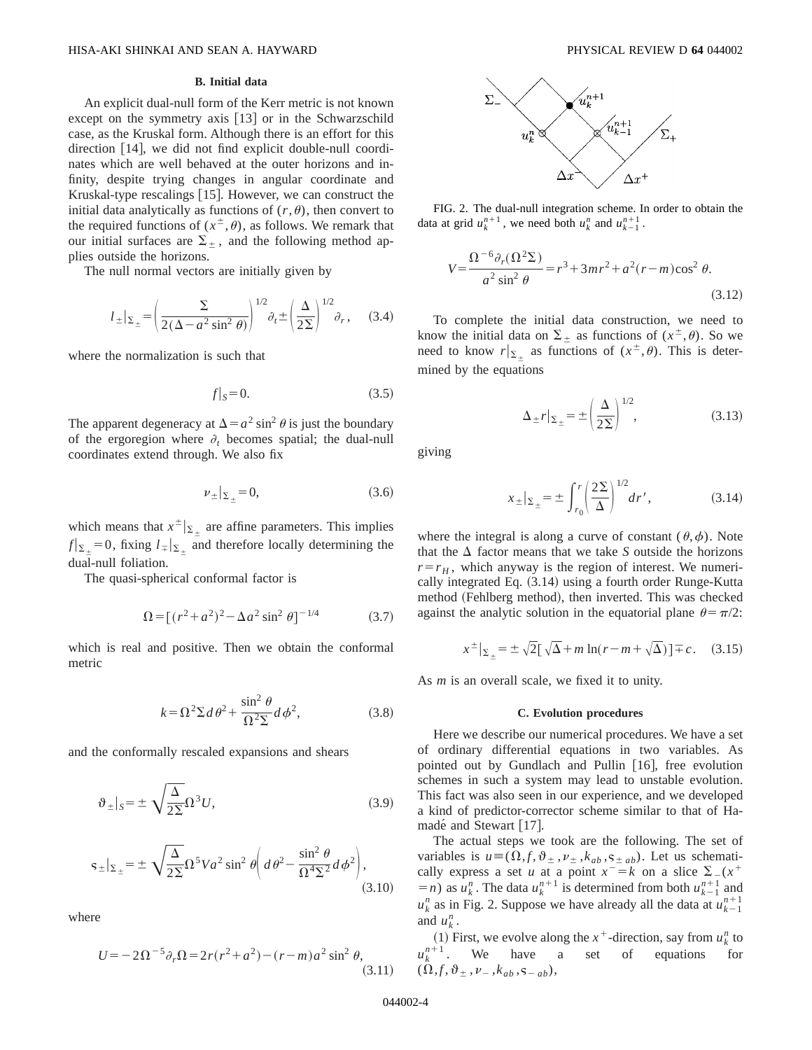### B. Initial data

An explicit dual-null form of the Kerr metric is not known except on the symmetry axis [13] or in the Schwarzschild case, as the Kruskal form. Although there is an effort for this direction [14], we did not find explicit double-null coordinates which are well behaved at the outer horizons and infinity, despite trying changes in angular coordinate and Kruskal-type rescalings [15]. However, we can construct the initial data analytically as functions of $(r,\theta)$, then convert to the required functions of $(x^{\pm},\theta)$, as follows. We remark that our initial surfaces are $\Sigma_{\pm}$, and the following method applies outside the horizons.

The null normal vectors are initially given by

$$l_{\pm}|_{\Sigma_{\pm}} = \left(\frac{\Sigma}{2(\Delta - a^2\sin^2\theta)}\right)^{1/2}\partial_t \pm \left(\frac{\Delta}{2\Sigma}\right)^{1/2}\partial_r, \quad (3.4)$$

where the normalization is such that

$$f|_S = 0. \quad (3.5)$$

The apparent degeneracy at $\Delta = a^2\sin^2\theta$ is just the boundary of the ergoregion where $\partial_t$ becomes spatial; the dual-null coordinates extend through. We also fix

$$\nu_{\pm}|_{\Sigma_{\pm}} = 0, \quad (3.6)$$

which means that $x^{\pm}|_{\Sigma_{\pm}}$ are affine parameters. This implies $f|_{\Sigma_{\pm}}=0$, fixing $l_{\mp}|_{\Sigma_{\pm}}$ and therefore locally determining the dual-null foliation.

The quasi-spherical conformal factor is

$$\Omega = [(r^2+a^2)^2 - \Delta a^2\sin^2\theta]^{-1/4} \quad (3.7)$$

which is real and positive. Then we obtain the conformal metric

$$k = \Omega^2\Sigma\, d\theta^2 + \frac{\sin^2\theta}{\Omega^2\Sigma}d\phi^2, \quad (3.8)$$

and the conformally rescaled expansions and shears

$$\vartheta_{\pm}|_S = \pm\sqrt{\frac{\Delta}{2\Sigma}}\Omega^3 U, \quad (3.9)$$

$$\varsigma_{\pm}|_{\Sigma_{\pm}} = \pm\sqrt{\frac{\Delta}{2\Sigma}}\Omega^5 V a^2\sin^2\theta\left(d\theta^2 - \frac{\sin^2\theta}{\Omega^4\Sigma^2}d\phi^2\right), \quad (3.10)$$

where

$$U = -2\Omega^{-5}\partial_r\Omega = 2r(r^2+a^2) - (r-m)a^2\sin^2\theta, \quad (3.11)$$

$$V = \frac{\Omega^{-6}\partial_r(\Omega^2\Sigma)}{a^2\sin^2\theta} = r^3 + 3mr^2 + a^2(r-m)\cos^2\theta. \quad (3.12)$$

To complete the initial data construction, we need to know the initial data on $\Sigma_{\pm}$ as functions of $(x^{\pm},\theta)$. So we need to know $r|_{\Sigma_{\pm}}$ as functions of $(x^{\pm},\theta)$. This is determined by the equations

$$\Delta_{\pm} r|_{\Sigma_{\pm}} = \pm\left(\frac{\Delta}{2\Sigma}\right)^{1/2}, \quad (3.13)$$

giving

$$x_{\pm}|_{\Sigma_{\pm}} = \pm\int_{r_0}^{r}\left(\frac{2\Sigma}{\Delta}\right)^{1/2}dr', \quad (3.14)$$

where the integral is along a curve of constant $(\theta,\phi)$. Note that the $\Delta$ factor means that we take $S$ outside the horizons $r=r_H$, which anyway is the region of interest. We numerically integrated Eq. (3.14) using a fourth order Runge-Kutta method (Fehlberg method), then inverted. This was checked against the analytic solution in the equatorial plane $\theta=\pi/2$:

$$x^{\pm}|_{\Sigma_{\pm}} = \pm\sqrt{2}[\sqrt{\Delta} + m\ln(r - m + \sqrt{\Delta})] \mp c. \quad (3.15)$$

As $m$ is an overall scale, we fixed it to unity.

### C. Evolution procedures

FIG. 2. The dual-null integration scheme. In order to obtain the data at grid $u_k^{n+1}$, we need both $u_k^n$ and $u_{k-1}^{n+1}$.

Here we describe our numerical procedures. We have a set of ordinary differential equations in two variables. As pointed out by Gundlach and Pullin [16], free evolution schemes in such a system may lead to unstable evolution. This fact was also seen in our experience, and we developed a kind of predictor-corrector scheme similar to that of Hamadé and Stewart [17].

The actual steps we took are the following. The set of variables is $u \equiv (\Omega, f, \vartheta_{\pm}, \nu_{\pm}, k_{ab}, \varsigma_{\pm ab})$. Let us schematically express a set $u$ at a point $x^- = k$ on a slice $\Sigma_-(x^+ = n)$ as $u_k^n$. The data $u_k^{n+1}$ is determined from both $u_{k-1}^{n+1}$ and $u_k^n$ as in Fig. 2. Suppose we have already all the data at $u_{k-1}^{n+1}$ and $u_k^n$.

(1) First, we evolve along the $x^+$-direction, say from $u_k^n$ to $u_k^{n+1}$. We have a set of equations for $(\Omega, f, \vartheta_{\pm}, \nu_-, k_{ab}, \varsigma_{-ab})$,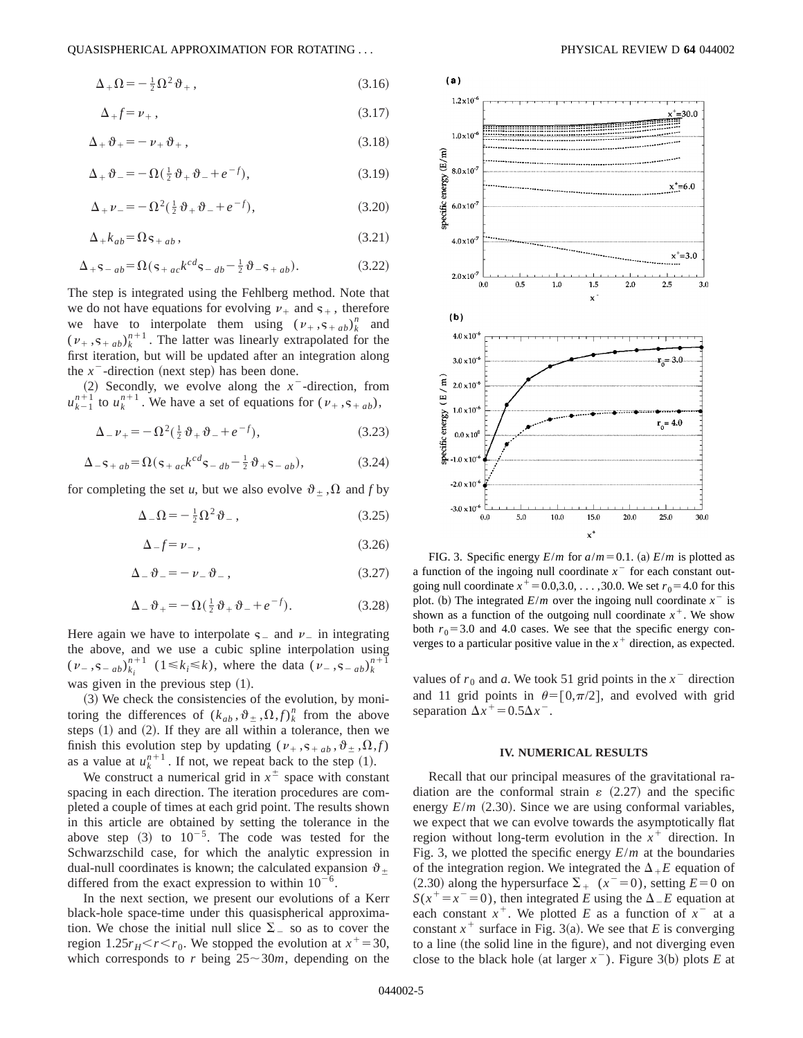$$\Delta_+ \Omega = -\tfrac{1}{2}\Omega^2 \vartheta_+ , \tag{3.16}$$

$$\Delta_+ f = \nu_+ , \tag{3.17}$$

$$\Delta_+ \vartheta_+ = -\nu_+ \vartheta_+ , \tag{3.18}$$

$$\Delta_+ \vartheta_- = -\Omega(\tfrac{1}{2}\vartheta_+ \vartheta_- + e^{-f}), \tag{3.19}$$

$$\Delta_+ \nu_- = -\Omega^2(\tfrac{1}{2}\vartheta_+ \vartheta_- + e^{-f}), \tag{3.20}$$

$$\Delta_+ k_{ab} = \Omega \varsigma_{+ab} , \tag{3.21}$$

$$\Delta_+ \varsigma_{-ab} = \Omega(\varsigma_{+ac} k^{cd} \varsigma_{-db} - \tfrac{1}{2}\vartheta_- \varsigma_{+ab}). \tag{3.22}$$

The step is integrated using the Fehlberg method. Note that we do not have equations for evolving $\nu_+$ and $\varsigma_+$, therefore we have to interpolate them using $(\nu_+, \varsigma_{+ab})_k^n$ and $(\nu_+, \varsigma_{+ab})_k^{n+1}$. The latter was linearly extrapolated for the first iteration, but will be updated after an integration along the $x^-$-direction (next step) has been done.

(2) Secondly, we evolve along the $x^-$-direction, from $u_{k-1}^{n+1}$ to $u_k^{n+1}$. We have a set of equations for $(\nu_+, \varsigma_{+ab})$,

$$\Delta_- \nu_+ = -\Omega^2(\tfrac{1}{2}\vartheta_+ \vartheta_- + e^{-f}), \tag{3.23}$$

$$\Delta_- \varsigma_{+ab} = \Omega(\varsigma_{+ac} k^{cd} \varsigma_{-db} - \tfrac{1}{2}\vartheta_+ \varsigma_{-ab}), \tag{3.24}$$

for completing the set $u$, but we also evolve $\vartheta_\pm, \Omega$ and $f$ by

$$\Delta_- \Omega = -\tfrac{1}{2}\Omega^2 \vartheta_- , \tag{3.25}$$

$$\Delta_- f = \nu_- , \tag{3.26}$$

$$\Delta_- \vartheta_- = -\nu_- \vartheta_- , \tag{3.27}$$

$$\Delta_- \vartheta_+ = -\Omega(\tfrac{1}{2}\vartheta_+ \vartheta_- + e^{-f}). \tag{3.28}$$

Here again we have to interpolate $\varsigma_-$ and $\nu_-$ in integrating the above, and we use a cubic spline interpolation using $(\nu_-, \varsigma_{-ab})_{k_i}^{n+1}$ $(1 \leq k_i \leq k)$, where the data $(\nu_-, \varsigma_{-ab})_k^{n+1}$ was given in the previous step (1).

(3) We check the consistencies of the evolution, by monitoring the differences of $(k_{ab}, \vartheta_\pm, \Omega, f)_k^n$ from the above steps (1) and (2). If they are all within a tolerance, then we finish this evolution step by updating $(\nu_+, \varsigma_{+ab}, \vartheta_\pm, \Omega, f)$ as a value at $u_k^{n+1}$. If not, we repeat back to the step (1).

We construct a numerical grid in $x^\pm$ space with constant spacing in each direction. The iteration procedures are completed a couple of times at each grid point. The results shown in this article are obtained by setting the tolerance in the above step (3) to $10^{-5}$. The code was tested for the Schwarzschild case, for which the analytic expression in dual-null coordinates is known; the calculated expansion $\vartheta_\pm$ differed from the exact expression to within $10^{-6}$.

In the next section, we present our evolutions of a Kerr black-hole space-time under this quasispherical approximation. We chose the initial null slice $\Sigma_-$ so as to cover the region $1.25 r_H < r < r_0$. We stopped the evolution at $x^+ = 30$, which corresponds to $r$ being $25 \sim 30m$, depending on the values of $r_0$ and $a$. We took 51 grid points in the $x^-$ direction and 11 grid points in $\theta = [0, \pi/2]$, and evolved with grid separation $\Delta x^+ = 0.5 \Delta x^-$.

FIG. 3. Specific energy $E/m$ for $a/m = 0.1$. (a) $E/m$ is plotted as a function of the ingoing null coordinate $x^-$ for each constant outgoing null coordinate $x^+ = 0.0, 3.0, \ldots, 30.0$. We set $r_0 = 4.0$ for this plot. (b) The integrated $E/m$ over the ingoing null coordinate $x^-$ is shown as a function of the outgoing null coordinate $x^+$. We show both $r_0 = 3.0$ and 4.0 cases. We see that the specific energy converges to a particular positive value in the $x^+$ direction, as expected.

## IV. NUMERICAL RESULTS

Recall that our principal measures of the gravitational radiation are the conformal strain $\varepsilon$ (2.27) and the specific energy $E/m$ (2.30). Since we are using conformal variables, we expect that we can evolve towards the asymptotically flat region without long-term evolution in the $x^+$ direction. In Fig. 3, we plotted the specific energy $E/m$ at the boundaries of the integration region. We integrated the $\Delta_+ E$ equation of (2.30) along the hypersurface $\Sigma_+$ $(x^- = 0)$, setting $E = 0$ on $S(x^+ = x^- = 0)$, then integrated $E$ using the $\Delta_- E$ equation at each constant $x^+$. We plotted $E$ as a function of $x^-$ at a constant $x^+$ surface in Fig. 3(a). We see that $E$ is converging to a line (the solid line in the figure), and not diverging even close to the black hole (at larger $x^-$). Figure 3(b) plots $E$ at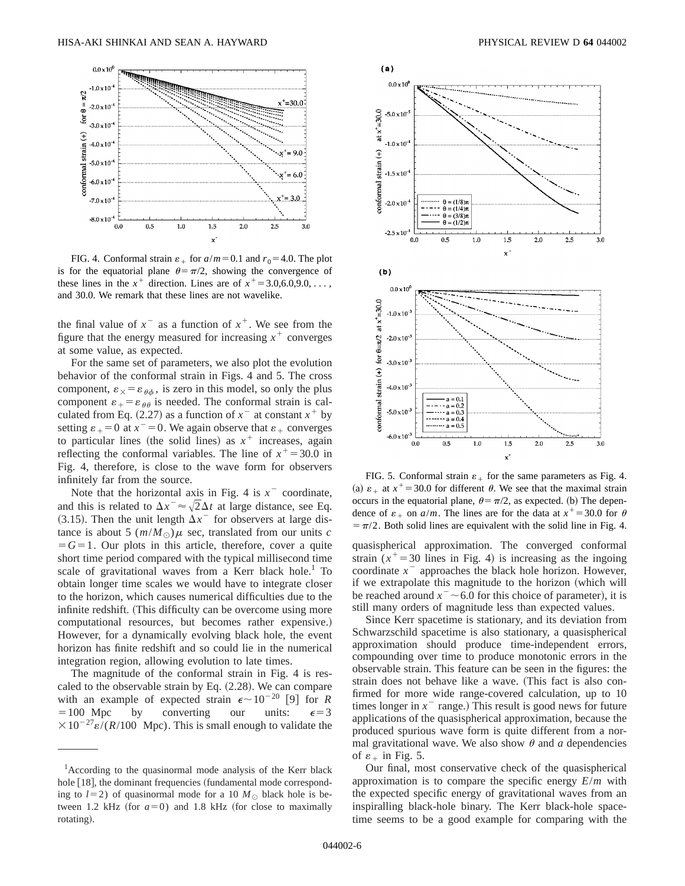FIG. 4. Conformal strain $\varepsilon_+$ for $a/m=0.1$ and $r_0=4.0$. The plot is for the equatorial plane $\theta=\pi/2$, showing the convergence of these lines in the $x^+$ direction. Lines are of $x^+=3.0, 6.0, 9.0, \ldots,$ and 30.0. We remark that these lines are not wavelike.

the final value of $x^-$ as a function of $x^+$. We see from the figure that the energy measured for increasing $x^+$ converges at some value, as expected.

For the same set of parameters, we also plot the evolution behavior of the conformal strain in Figs. 4 and 5. The cross component, $\varepsilon_\times = \varepsilon_{\theta\phi}$, is zero in this model, so only the plus component $\varepsilon_+ = \varepsilon_{\theta\theta}$ is needed. The conformal strain is calculated from Eq. (2.27) as a function of $x^-$ at constant $x^+$ by setting $\varepsilon_+ = 0$ at $x^- = 0$. We again observe that $\varepsilon_+$ converges to particular lines (the solid lines) as $x^+$ increases, again reflecting the conformal variables. The line of $x^+=30.0$ in Fig. 4, therefore, is close to the wave form for observers infinitely far from the source.

Note that the horizontal axis in Fig. 4 is $x^-$ coordinate, and this is related to $\Delta x^- \approx \sqrt{2}\Delta t$ at large distance, see Eq. (3.15). Then the unit length $\Delta x^-$ for observers at large distance is about 5 $(m/M_\odot)\mu$ sec, translated from our units $c = G = 1$. Our plots in this article, therefore, cover a quite short time period compared with the typical millisecond time scale of gravitational waves from a Kerr black hole.[1] To obtain longer time scales we would have to integrate closer to the horizon, which causes numerical difficulties due to the infinite redshift. (This difficulty can be overcome using more computational resources, but becomes rather expensive.) However, for a dynamically evolving black hole, the event horizon has finite redshift and so could lie in the numerical integration region, allowing evolution to late times.

The magnitude of the conformal strain in Fig. 4 is rescaled to the observable strain by Eq. (2.28). We can compare with an example of expected strain $\epsilon \sim 10^{-20}$ [9] for $R = 100$ Mpc by converting our units: $\epsilon = 3 \times 10^{-27} \varepsilon/(R/100 \text{ Mpc})$. This is small enough to validate the quasispherical approximation. The converged conformal strain ($x^+=30$ lines in Fig. 4) is increasing as the ingoing coordinate $x^-$ approaches the black hole horizon. However, if we extrapolate this magnitude to the horizon (which will be reached around $x^- \sim 6.0$ for this choice of parameter), it is still many orders of magnitude less than expected values.

Since Kerr spacetime is stationary, and its deviation from Schwarzschild spacetime is also stationary, a quasispherical approximation should produce time-independent errors, compounding over time to produce monotonic errors in the observable strain. This feature can be seen in the figures: the strain does not behave like a wave. (This fact is also confirmed for more wide range-covered calculation, up to 10 times longer in $x^-$ range.) This result is good news for future applications of the quasispherical approximation, because the produced spurious wave form is quite different from a normal gravitational wave. We also show $\theta$ and $a$ dependencies of $\varepsilon_+$ in Fig. 5.

Our final, most conservative check of the quasispherical approximation is to compare the specific energy $E/m$ with the expected specific energy of gravitational waves from an inspiralling black-hole binary. The Kerr black-hole spacetime seems to be a good example for comparing with the

FIG. 5. Conformal strain $\varepsilon_+$ for the same parameters as Fig. 4. (a) $\varepsilon_+$ at $x^+=30.0$ for different $\theta$. We see that the maximal strain occurs in the equatorial plane, $\theta=\pi/2$, as expected. (b) The dependence of $\varepsilon_+$ on $a/m$. The lines are for the data at $x^+=30.0$ for $\theta=\pi/2$. Both solid lines are equivalent with the solid line in Fig. 4.

---

[1] According to the quasinormal mode analysis of the Kerr black hole [18], the dominant frequencies (fundamental mode corresponding to $l=2$) of quasinormal mode for a 10 $M_\odot$ black hole is between 1.2 kHz (for $a=0$) and 1.8 kHz (for close to maximally rotating).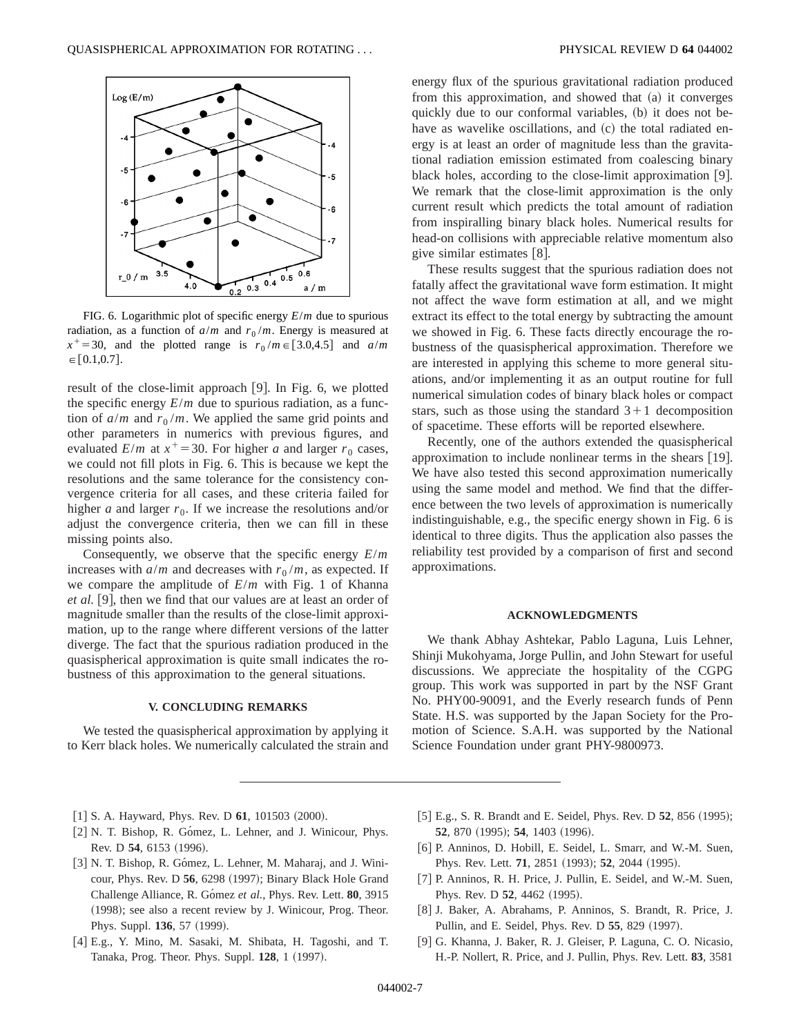FIG. 6. Logarithmic plot of specific energy $E/m$ due to spurious radiation, as a function of $a/m$ and $r_0/m$. Energy is measured at $x^+=30$, and the plotted range is $r_0/m \in [3.0,4.5]$ and $a/m \in [0.1,0.7]$.

result of the close-limit approach [9]. In Fig. 6, we plotted the specific energy $E/m$ due to spurious radiation, as a function of $a/m$ and $r_0/m$. We applied the same grid points and other parameters in numerics with previous figures, and evaluated $E/m$ at $x^+=30$. For higher $a$ and larger $r_0$ cases, we could not fill plots in Fig. 6. This is because we kept the resolutions and the same tolerance for the consistency convergence criteria for all cases, and these criteria failed for higher $a$ and larger $r_0$. If we increase the resolutions and/or adjust the convergence criteria, then we can fill in these missing points also.

Consequently, we observe that the specific energy $E/m$ increases with $a/m$ and decreases with $r_0/m$, as expected. If we compare the amplitude of $E/m$ with Fig. 1 of Khanna *et al.* [9], then we find that our values are at least an order of magnitude smaller than the results of the close-limit approximation, up to the range where different versions of the latter diverge. The fact that the spurious radiation produced in the quasispherical approximation is quite small indicates the robustness of this approximation to the general situations.

## V. CONCLUDING REMARKS

We tested the quasispherical approximation by applying it to Kerr black holes. We numerically calculated the strain and energy flux of the spurious gravitational radiation produced from this approximation, and showed that (a) it converges quickly due to our conformal variables, (b) it does not behave as wavelike oscillations, and (c) the total radiated energy is at least an order of magnitude less than the gravitational radiation emission estimated from coalescing binary black holes, according to the close-limit approximation [9]. We remark that the close-limit approximation is the only current result which predicts the total amount of radiation from inspiralling binary black holes. Numerical results for head-on collisions with appreciable relative momentum also give similar estimates [8].

These results suggest that the spurious radiation does not fatally affect the gravitational wave form estimation. It might not affect the wave form estimation at all, and we might extract its effect to the total energy by subtracting the amount we showed in Fig. 6. These facts directly encourage the robustness of the quasispherical approximation. Therefore we are interested in applying this scheme to more general situations, and/or implementing it as an output routine for full numerical simulation codes of binary black holes or compact stars, such as those using the standard $3+1$ decomposition of spacetime. These efforts will be reported elsewhere.

Recently, one of the authors extended the quasispherical approximation to include nonlinear terms in the shears [19]. We have also tested this second approximation numerically using the same model and method. We find that the difference between the two levels of approximation is numerically indistinguishable, e.g., the specific energy shown in Fig. 6 is identical to three digits. Thus the application also passes the reliability test provided by a comparison of first and second approximations.

## ACKNOWLEDGMENTS

We thank Abhay Ashtekar, Pablo Laguna, Luis Lehner, Shinji Mukohyama, Jorge Pullin, and John Stewart for useful discussions. We appreciate the hospitality of the CGPG group. This work was supported in part by the NSF Grant No. PHY00-90091, and the Everly research funds of Penn State. H.S. was supported by the Japan Society for the Promotion of Science. S.A.H. was supported by the National Science Foundation under grant PHY-9800973.

[1] S. A. Hayward, Phys. Rev. D **61**, 101503 (2000).

[2] N. T. Bishop, R. Gómez, L. Lehner, and J. Winicour, Phys. Rev. D **54**, 6153 (1996).

[3] N. T. Bishop, R. Gómez, L. Lehner, M. Maharaj, and J. Winicour, Phys. Rev. D **56**, 6298 (1997); Binary Black Hole Grand Challenge Alliance, R. Gómez *et al.*, Phys. Rev. Lett. **80**, 3915 (1998); see also a recent review by J. Winicour, Prog. Theor. Phys. Suppl. **136**, 57 (1999).

[4] E.g., Y. Mino, M. Sasaki, M. Shibata, H. Tagoshi, and T. Tanaka, Prog. Theor. Phys. Suppl. **128**, 1 (1997).

[5] E.g., S. R. Brandt and E. Seidel, Phys. Rev. D **52**, 856 (1995); **52**, 870 (1995); **54**, 1403 (1996).

[6] P. Anninos, D. Hobill, E. Seidel, L. Smarr, and W.-M. Suen, Phys. Rev. Lett. **71**, 2851 (1993); **52**, 2044 (1995).

[7] P. Anninos, R. H. Price, J. Pullin, E. Seidel, and W.-M. Suen, Phys. Rev. D **52**, 4462 (1995).

[8] J. Baker, A. Abrahams, P. Anninos, S. Brandt, R. Price, J. Pullin, and E. Seidel, Phys. Rev. D **55**, 829 (1997).

[9] G. Khanna, J. Baker, R. J. Gleiser, P. Laguna, C. O. Nicasio, H.-P. Nollert, R. Price, and J. Pullin, Phys. Rev. Lett. **83**, 3581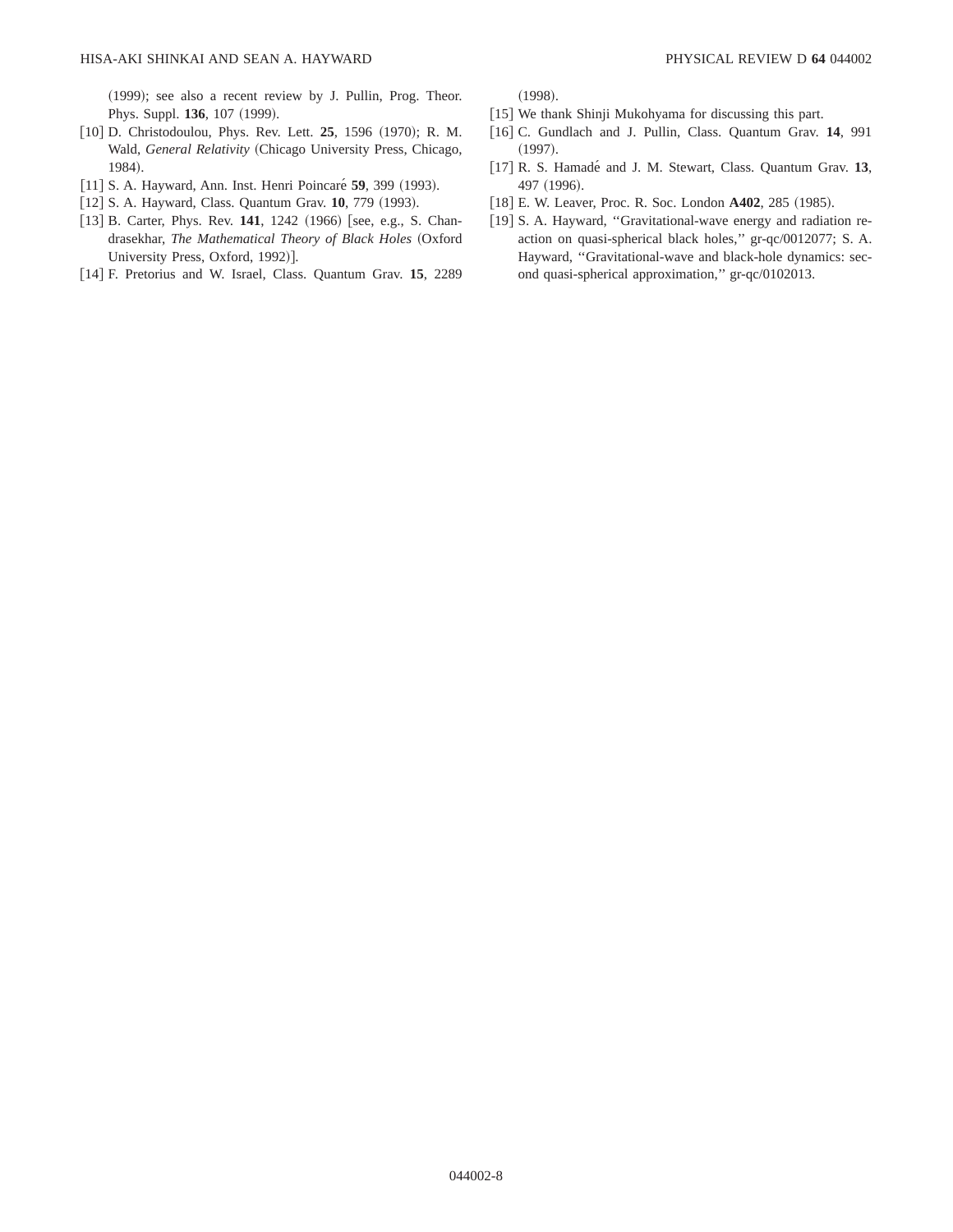(1999); see also a recent review by J. Pullin, Prog. Theor. Phys. Suppl. **136**, 107 (1999).

[10] D. Christodoulou, Phys. Rev. Lett. **25**, 1596 (1970); R. M. Wald, *General Relativity* (Chicago University Press, Chicago, 1984).

[11] S. A. Hayward, Ann. Inst. Henri Poincaré **59**, 399 (1993).

[12] S. A. Hayward, Class. Quantum Grav. **10**, 779 (1993).

[13] B. Carter, Phys. Rev. **141**, 1242 (1966) [see, e.g., S. Chandrasekhar, *The Mathematical Theory of Black Holes* (Oxford University Press, Oxford, 1992)].

[14] F. Pretorius and W. Israel, Class. Quantum Grav. **15**, 2289 (1998).

[15] We thank Shinji Mukohyama for discussing this part.

[16] C. Gundlach and J. Pullin, Class. Quantum Grav. **14**, 991 (1997).

[17] R. S. Hamadé and J. M. Stewart, Class. Quantum Grav. **13**, 497 (1996).

[18] E. W. Leaver, Proc. R. Soc. London **A402**, 285 (1985).

[19] S. A. Hayward, "Gravitational-wave energy and radiation reaction on quasi-spherical black holes," gr-qc/0012077; S. A. Hayward, "Gravitational-wave and black-hole dynamics: second quasi-spherical approximation," gr-qc/0102013.